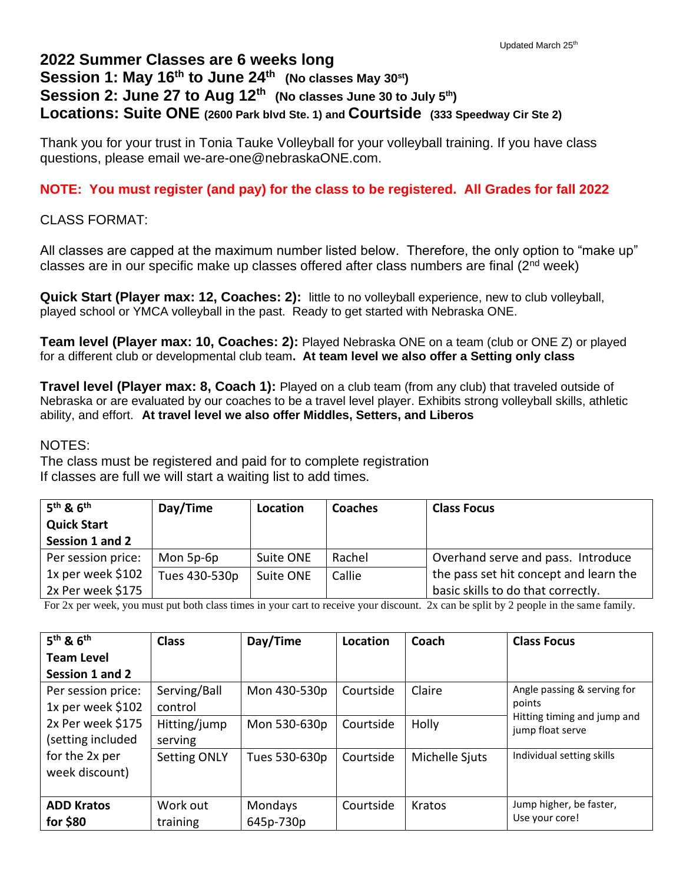Updated March 25th

# 2022 Summer Classes are 6 weeks long

## Session 1: May 16th to June 24th (No classes May 30st)

## Session 2: June 27 to Aug 12th (No classes June 30 to July 5th)

## Locations: Suite ONE (2600 Park blvd Ste. 1) and Courtside (333 Speedway Cir Ste 2)

Thank you for your trust in Tonia Tauke Volleyball for your volleyball training. If you have class questions, please email we-are-one@nebraskaONE.com.

**NOTE: You must register (and pay) for the class to be registered. All Grades for fall 2022**

CLASS FORMAT:

All classes are capped at the maximum number listed below. Therefore, the only option to "make up" classes are in our specific make up classes offered after class numbers are final (2nd week)

**Quick Start (Player max: 12, Coaches: 2):** little to no volleyball experience, new to club volleyball, played school or YMCA volleyball in the past. Ready to get started with Nebraska ONE.

**Team level (Player max: 10, Coaches: 2):** Played Nebraska ONE on a team (club or ONE Z) or played for a different club or developmental club team. **At team level we also offer a Setting only class**

**Travel level (Player max: 8, Coach 1):** Played on a club team (from any club) that traveled outside of Nebraska or are evaluated by our coaches to be a travel level player. Exhibits strong volleyball skills, athletic ability, and effort. **At travel level we also offer Middles, Setters, and Liberos**

NOTES:
The class must be registered and paid for to complete registration
If classes are full we will start a waiting list to add times.

| 5th & 6th Quick Start Session 1 and 2 | Day/Time | Location | Coaches | Class Focus |
|---|---|---|---|---|
| Per session price: 1x per week $102 2x Per week $175 | Mon 5p-6p | Suite ONE | Rachel | Overhand serve and pass. Introduce the pass set hit concept and learn the basic skills to do that correctly. |
| | Tues 430-530p | Suite ONE | Callie | |

For 2x per week, you must put both class times in your cart to receive your discount. 2x can be split by 2 people in the same family.

| 5th & 6th Team Level Session 1 and 2 | Class | Day/Time | Location | Coach | Class Focus |
|---|---|---|---|---|---|
| Per session price: 1x per week $102 2x Per week $175 (setting included for the 2x per week discount) | Serving/Ball control | Mon 430-530p | Courtside | Claire | Angle passing & serving for points |
| | Hitting/jump serving | Mon 530-630p | Courtside | Holly | Hitting timing and jump and jump float serve |
| | Setting ONLY | Tues 530-630p | Courtside | Michelle Sjuts | Individual setting skills |
| **ADD Kratos for $80** | Work out training | Mondays 645p-730p | Courtside | Kratos | Jump higher, be faster, Use your core! |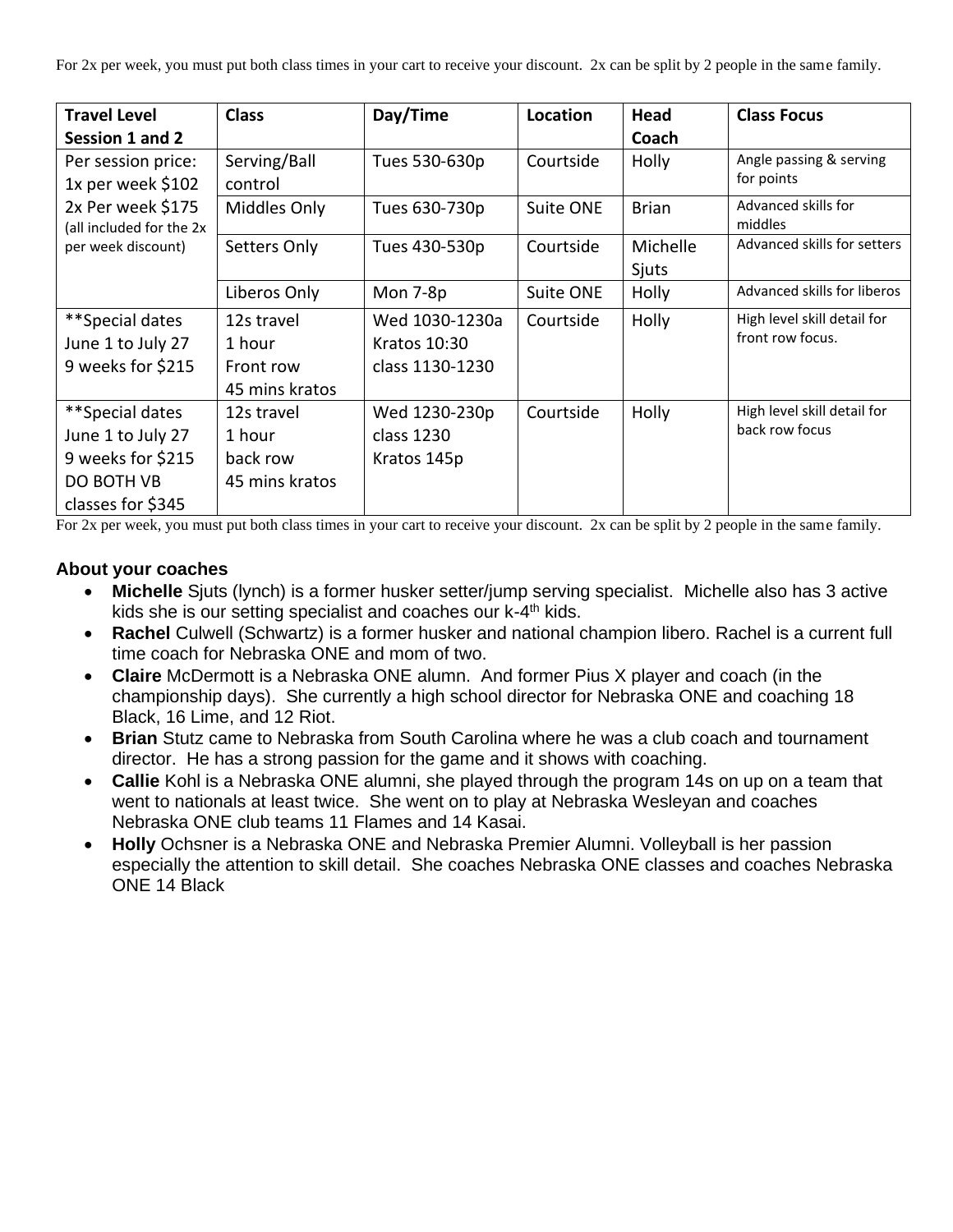For 2x per week, you must put both class times in your cart to receive your discount. 2x can be split by 2 people in the same family.

| Travel Level Session 1 and 2 | Class | Day/Time | Location | Head Coach | Class Focus |
|---|---|---|---|---|---|
| Per session price: 1x per week $102 2x Per week $175 (all included for the 2x per week discount) | Serving/Ball control | Tues 530-630p | Courtside | Holly | Angle passing & serving for points |
| | Middles Only | Tues 630-730p | Suite ONE | Brian | Advanced skills for middles |
| | Setters Only | Tues 430-530p | Courtside | Michelle Sjuts | Advanced skills for setters |
| | Liberos Only | Mon 7-8p | Suite ONE | Holly | Advanced skills for liberos |
| **Special dates June 1 to July 27 9 weeks for $215 | 12s travel 1 hour Front row 45 mins kratos | Wed 1030-1230a Kratos 10:30 class 1130-1230 | Courtside | Holly | High level skill detail for front row focus. |
| **Special dates June 1 to July 27 9 weeks for $215 DO BOTH VB classes for $345 | 12s travel 1 hour back row 45 mins kratos | Wed 1230-230p class 1230 Kratos 145p | Courtside | Holly | High level skill detail for back row focus |

For 2x per week, you must put both class times in your cart to receive your discount. 2x can be split by 2 people in the same family.

**About your coaches**

- **Michelle** Sjuts (lynch) is a former husker setter/jump serving specialist. Michelle also has 3 active kids she is our setting specialist and coaches our k-4th kids.
- **Rachel** Culwell (Schwartz) is a former husker and national champion libero. Rachel is a current full time coach for Nebraska ONE and mom of two.
- **Claire** McDermott is a Nebraska ONE alumn. And former Pius X player and coach (in the championship days). She currently a high school director for Nebraska ONE and coaching 18 Black, 16 Lime, and 12 Riot.
- **Brian** Stutz came to Nebraska from South Carolina where he was a club coach and tournament director. He has a strong passion for the game and it shows with coaching.
- **Callie** Kohl is a Nebraska ONE alumni, she played through the program 14s on up on a team that went to nationals at least twice. She went on to play at Nebraska Wesleyan and coaches Nebraska ONE club teams 11 Flames and 14 Kasai.
- **Holly** Ochsner is a Nebraska ONE and Nebraska Premier Alumni. Volleyball is her passion especially the attention to skill detail. She coaches Nebraska ONE classes and coaches Nebraska ONE 14 Black